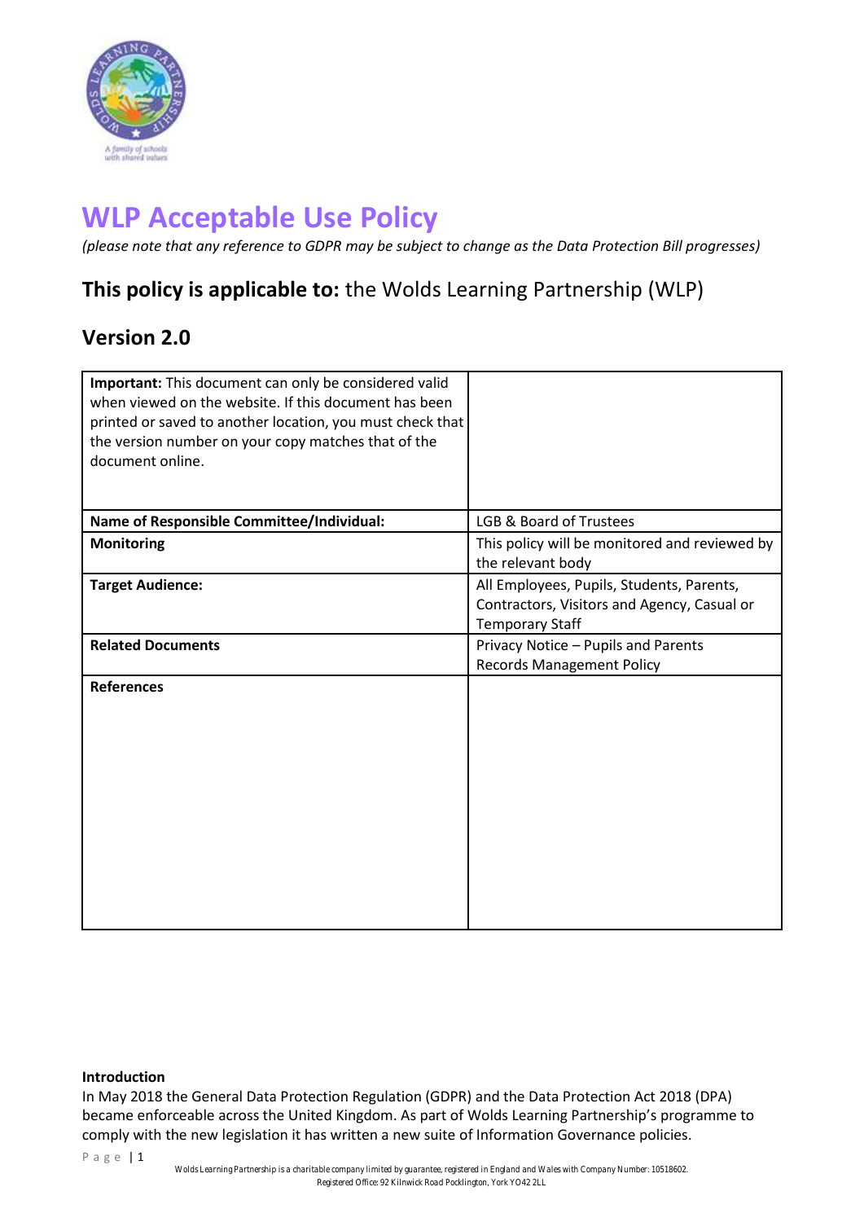# WLP Acceptable Use Policy

*(please note that any reference to GDPR may be subject to change as the Data Protection Bill progresses)*

## This policy is applicable to: the Wolds Learning Partnership (WLP)

## Version 2.0

| **Important:** This document can only be considered valid when viewed on the website. If this document has been printed or saved to another location, you must check that the version number on your copy matches that of the document online. | |
|---|---|
| **Name of Responsible Committee/Individual:** | LGB & Board of Trustees |
| **Monitoring** | This policy will be monitored and reviewed by the relevant body |
| **Target Audience:** | All Employees, Pupils, Students, Parents, Contractors, Visitors and Agency, Casual or Temporary Staff |
| **Related Documents** | Privacy Notice – Pupils and Parents<br>Records Management Policy |
| **References** | |

**Introduction**

In May 2018 the General Data Protection Regulation (GDPR) and the Data Protection Act 2018 (DPA) became enforceable across the United Kingdom. As part of Wolds Learning Partnership's programme to comply with the new legislation it has written a new suite of Information Governance policies.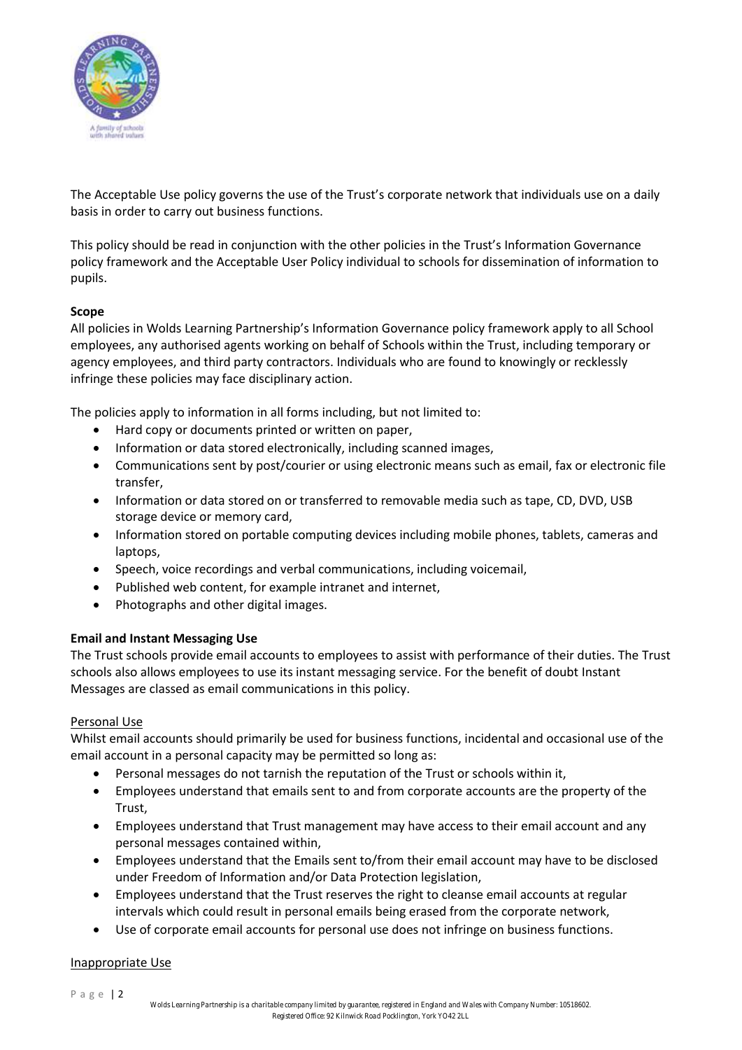The Acceptable Use policy governs the use of the Trust's corporate network that individuals use on a daily basis in order to carry out business functions.

This policy should be read in conjunction with the other policies in the Trust's Information Governance policy framework and the Acceptable User Policy individual to schools for dissemination of information to pupils.

**Scope**

All policies in Wolds Learning Partnership's Information Governance policy framework apply to all School employees, any authorised agents working on behalf of Schools within the Trust, including temporary or agency employees, and third party contractors. Individuals who are found to knowingly or recklessly infringe these policies may face disciplinary action.

The policies apply to information in all forms including, but not limited to:

- Hard copy or documents printed or written on paper,
- Information or data stored electronically, including scanned images,
- Communications sent by post/courier or using electronic means such as email, fax or electronic file transfer,
- Information or data stored on or transferred to removable media such as tape, CD, DVD, USB storage device or memory card,
- Information stored on portable computing devices including mobile phones, tablets, cameras and laptops,
- Speech, voice recordings and verbal communications, including voicemail,
- Published web content, for example intranet and internet,
- Photographs and other digital images.

**Email and Instant Messaging Use**

The Trust schools provide email accounts to employees to assist with performance of their duties. The Trust schools also allows employees to use its instant messaging service. For the benefit of doubt Instant Messages are classed as email communications in this policy.

<u>Personal Use</u>

Whilst email accounts should primarily be used for business functions, incidental and occasional use of the email account in a personal capacity may be permitted so long as:

- Personal messages do not tarnish the reputation of the Trust or schools within it,
- Employees understand that emails sent to and from corporate accounts are the property of the Trust,
- Employees understand that Trust management may have access to their email account and any personal messages contained within,
- Employees understand that the Emails sent to/from their email account may have to be disclosed under Freedom of Information and/or Data Protection legislation,
- Employees understand that the Trust reserves the right to cleanse email accounts at regular intervals which could result in personal emails being erased from the corporate network,
- Use of corporate email accounts for personal use does not infringe on business functions.

<u>Inappropriate Use</u>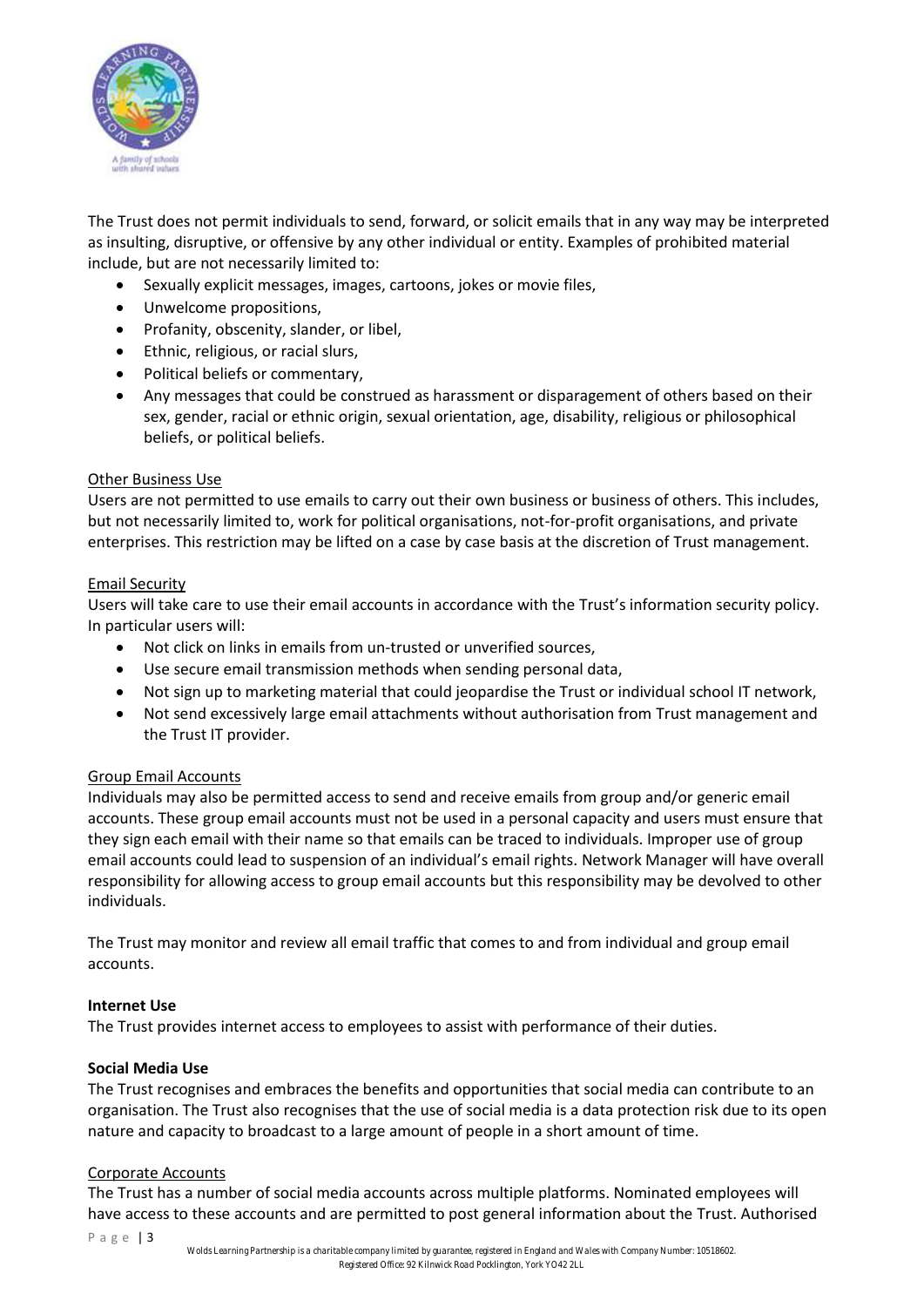The Trust does not permit individuals to send, forward, or solicit emails that in any way may be interpreted as insulting, disruptive, or offensive by any other individual or entity. Examples of prohibited material include, but are not necessarily limited to:

- Sexually explicit messages, images, cartoons, jokes or movie files,
- Unwelcome propositions,
- Profanity, obscenity, slander, or libel,
- Ethnic, religious, or racial slurs,
- Political beliefs or commentary,
- Any messages that could be construed as harassment or disparagement of others based on their sex, gender, racial or ethnic origin, sexual orientation, age, disability, religious or philosophical beliefs, or political beliefs.

<u>Other Business Use</u>

Users are not permitted to use emails to carry out their own business or business of others. This includes, but not necessarily limited to, work for political organisations, not-for-profit organisations, and private enterprises. This restriction may be lifted on a case by case basis at the discretion of Trust management.

<u>Email Security</u>

Users will take care to use their email accounts in accordance with the Trust's information security policy. In particular users will:

- Not click on links in emails from un-trusted or unverified sources,
- Use secure email transmission methods when sending personal data,
- Not sign up to marketing material that could jeopardise the Trust or individual school IT network,
- Not send excessively large email attachments without authorisation from Trust management and the Trust IT provider.

<u>Group Email Accounts</u>

Individuals may also be permitted access to send and receive emails from group and/or generic email accounts. These group email accounts must not be used in a personal capacity and users must ensure that they sign each email with their name so that emails can be traced to individuals. Improper use of group email accounts could lead to suspension of an individual's email rights. Network Manager will have overall responsibility for allowing access to group email accounts but this responsibility may be devolved to other individuals.

The Trust may monitor and review all email traffic that comes to and from individual and group email accounts.

**Internet Use**

The Trust provides internet access to employees to assist with performance of their duties.

**Social Media Use**

The Trust recognises and embraces the benefits and opportunities that social media can contribute to an organisation. The Trust also recognises that the use of social media is a data protection risk due to its open nature and capacity to broadcast to a large amount of people in a short amount of time.

<u>Corporate Accounts</u>

The Trust has a number of social media accounts across multiple platforms. Nominated employees will have access to these accounts and are permitted to post general information about the Trust. Authorised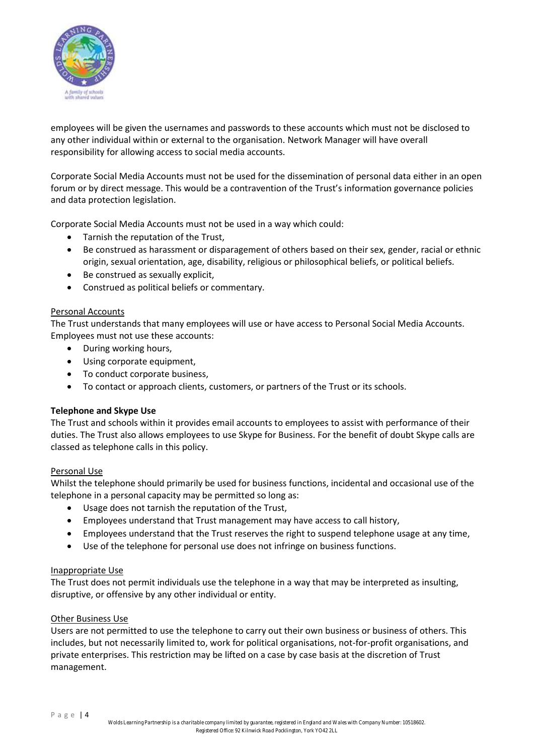employees will be given the usernames and passwords to these accounts which must not be disclosed to any other individual within or external to the organisation. Network Manager will have overall responsibility for allowing access to social media accounts.

Corporate Social Media Accounts must not be used for the dissemination of personal data either in an open forum or by direct message. This would be a contravention of the Trust's information governance policies and data protection legislation.

Corporate Social Media Accounts must not be used in a way which could:

- Tarnish the reputation of the Trust,
- Be construed as harassment or disparagement of others based on their sex, gender, racial or ethnic origin, sexual orientation, age, disability, religious or philosophical beliefs, or political beliefs.
- Be construed as sexually explicit,
- Construed as political beliefs or commentary.

<u>Personal Accounts</u>

The Trust understands that many employees will use or have access to Personal Social Media Accounts. Employees must not use these accounts:

- During working hours,
- Using corporate equipment,
- To conduct corporate business,
- To contact or approach clients, customers, or partners of the Trust or its schools.

**Telephone and Skype Use**

The Trust and schools within it provides email accounts to employees to assist with performance of their duties. The Trust also allows employees to use Skype for Business. For the benefit of doubt Skype calls are classed as telephone calls in this policy.

<u>Personal Use</u>

Whilst the telephone should primarily be used for business functions, incidental and occasional use of the telephone in a personal capacity may be permitted so long as:

- Usage does not tarnish the reputation of the Trust,
- Employees understand that Trust management may have access to call history,
- Employees understand that the Trust reserves the right to suspend telephone usage at any time,
- Use of the telephone for personal use does not infringe on business functions.

<u>Inappropriate Use</u>

The Trust does not permit individuals use the telephone in a way that may be interpreted as insulting, disruptive, or offensive by any other individual or entity.

<u>Other Business Use</u>

Users are not permitted to use the telephone to carry out their own business or business of others. This includes, but not necessarily limited to, work for political organisations, not-for-profit organisations, and private enterprises. This restriction may be lifted on a case by case basis at the discretion of Trust management.